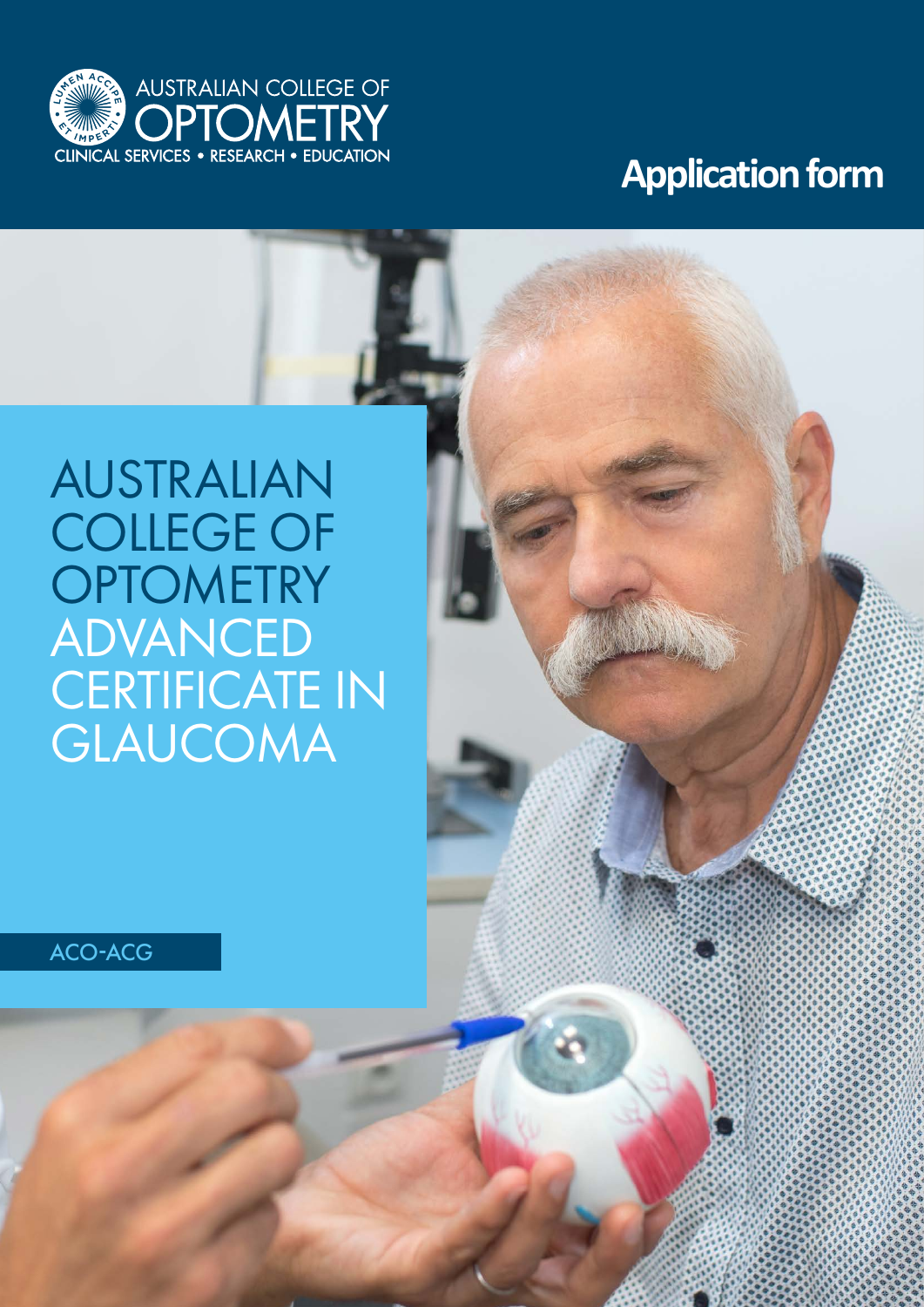AUSTRALIAN COLLEGE OF OPTOMETRY

CLINICAL SERVICES • RESEARCH • EDUCATION

## Application form

# AUSTRALIAN COLLEGE OF OPTOMETRY ADVANCED CERTIFICATE IN GLAUCOMA

ACO-ACG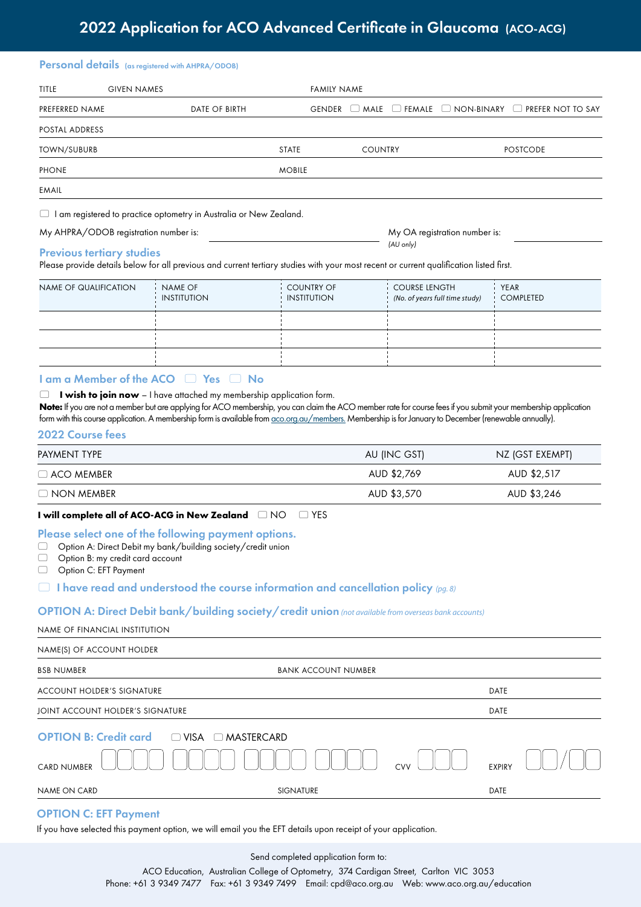# 2022 Application for ACO Advanced Certificate in Glaucoma (ACO-ACG)

## Personal details (as registered with AHPRA/ODOB)

TITLE  GIVEN NAMES  FAMILY NAME

PREFERRED NAME  DATE OF BIRTH  GENDER ☐ MALE ☐ FEMALE ☐ NON-BINARY ☐ PREFER NOT TO SAY

POSTAL ADDRESS

TOWN/SUBURB  STATE  COUNTRY  POSTCODE

PHONE  MOBILE

EMAIL

☐ I am registered to practice optometry in Australia or New Zealand.

My AHPRA/ODOB registration number is:  My OA registration number is: *(AU only)*

## Previous tertiary studies

Please provide details below for all previous and current tertiary studies with your most recent or current qualification listed first.

| NAME OF QUALIFICATION | NAME OF INSTITUTION | COUNTRY OF INSTITUTION | COURSE LENGTH *(No. of years full time study)* | YEAR COMPLETED |
|---|---|---|---|---|
| | | | | |
| | | | | |
| | | | | |

## I am a Member of the ACO ☐ Yes ☐ No

☐ **I wish to join now** – I have attached my membership application form.

**Note:** If you are not a member but are applying for ACO membership, you can claim the ACO member rate for course fees if you submit your membership application form with this course application. A membership form is available from aco.org.au/members. Membership is for January to December (renewable annually).

## 2022 Course fees

| PAYMENT TYPE | AU (INC GST) | NZ (GST EXEMPT) |
|---|---|---|
| ☐ ACO MEMBER | AUD $2,769 | AUD $2,517 |
| ☐ NON MEMBER | AUD $3,570 | AUD $3,246 |

**I will complete all of ACO-ACG in New Zealand** ☐ NO ☐ YES

## Please select one of the following payment options.

☐ Option A: Direct Debit my bank/building society/credit union
☐ Option B: my credit card account
☐ Option C: EFT Payment

☐ **I have read and understood the course information and cancellation policy** *(pg. 8)*

## OPTION A: Direct Debit bank/building society/credit union *(not available from overseas bank accounts)*

NAME OF FINANCIAL INSTITUTION

NAME(S) OF ACCOUNT HOLDER

BSB NUMBER  BANK ACCOUNT NUMBER

ACCOUNT HOLDER'S SIGNATURE  DATE

JOINT ACCOUNT HOLDER'S SIGNATURE  DATE

## OPTION B: Credit card ☐ VISA ☐ MASTERCARD

CARD NUMBER ☐☐☐☐ ☐☐☐☐ ☐☐☐☐ ☐☐☐☐  CVV ☐☐☐  EXPIRY ☐☐/☐☐

NAME ON CARD  SIGNATURE  DATE

## OPTION C: EFT Payment

If you have selected this payment option, we will email you the EFT details upon receipt of your application.

Send completed application form to:

ACO Education, Australian College of Optometry, 374 Cardigan Street, Carlton VIC 3053
Phone: +61 3 9349 7477 Fax: +61 3 9349 7499 Email: cpd@aco.org.au Web: www.aco.org.au/education